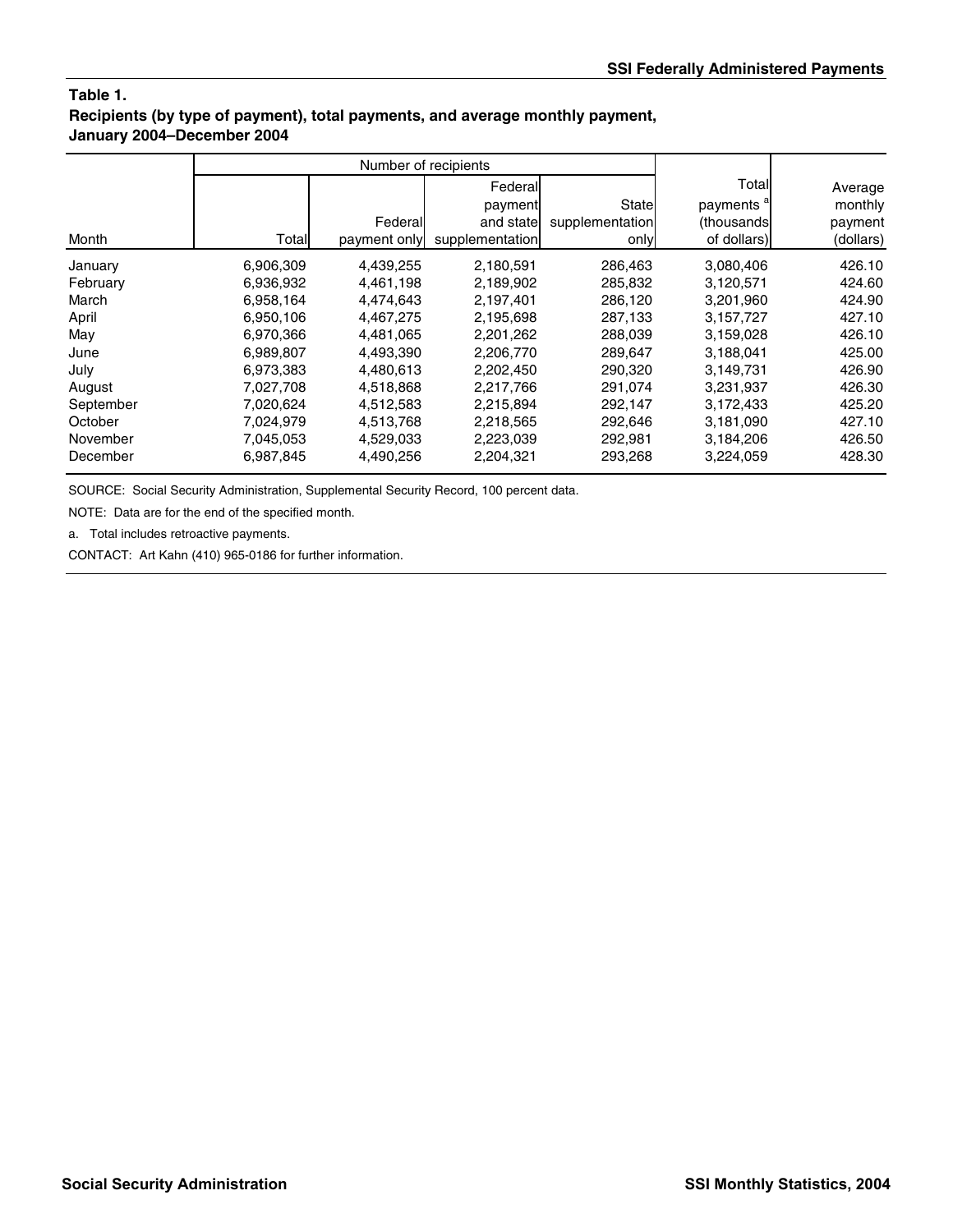**Table 1.**
**Recipients (by type of payment), total payments, and average monthly payment, January 2004–December 2004**

| Month | Number of recipients | | | | Total payments [a] (thousands of dollars) | Average monthly payment (dollars) |
|---|---|---|---|---|---|---|
| | Total | Federal payment only | Federal payment and state supplementation | State supplementation only | | |
| January | 6,906,309 | 4,439,255 | 2,180,591 | 286,463 | 3,080,406 | 426.10 |
| February | 6,936,932 | 4,461,198 | 2,189,902 | 285,832 | 3,120,571 | 424.60 |
| March | 6,958,164 | 4,474,643 | 2,197,401 | 286,120 | 3,201,960 | 424.90 |
| April | 6,950,106 | 4,467,275 | 2,195,698 | 287,133 | 3,157,727 | 427.10 |
| May | 6,970,366 | 4,481,065 | 2,201,262 | 288,039 | 3,159,028 | 426.10 |
| June | 6,989,807 | 4,493,390 | 2,206,770 | 289,647 | 3,188,041 | 425.00 |
| July | 6,973,383 | 4,480,613 | 2,202,450 | 290,320 | 3,149,731 | 426.90 |
| August | 7,027,708 | 4,518,868 | 2,217,766 | 291,074 | 3,231,937 | 426.30 |
| September | 7,020,624 | 4,512,583 | 2,215,894 | 292,147 | 3,172,433 | 425.20 |
| October | 7,024,979 | 4,513,768 | 2,218,565 | 292,646 | 3,181,090 | 427.10 |
| November | 7,045,053 | 4,529,033 | 2,223,039 | 292,981 | 3,184,206 | 426.50 |
| December | 6,987,845 | 4,490,256 | 2,204,321 | 293,268 | 3,224,059 | 428.30 |

SOURCE: Social Security Administration, Supplemental Security Record, 100 percent data.

NOTE: Data are for the end of the specified month.

a. Total includes retroactive payments.

CONTACT: Art Kahn (410) 965-0186 for further information.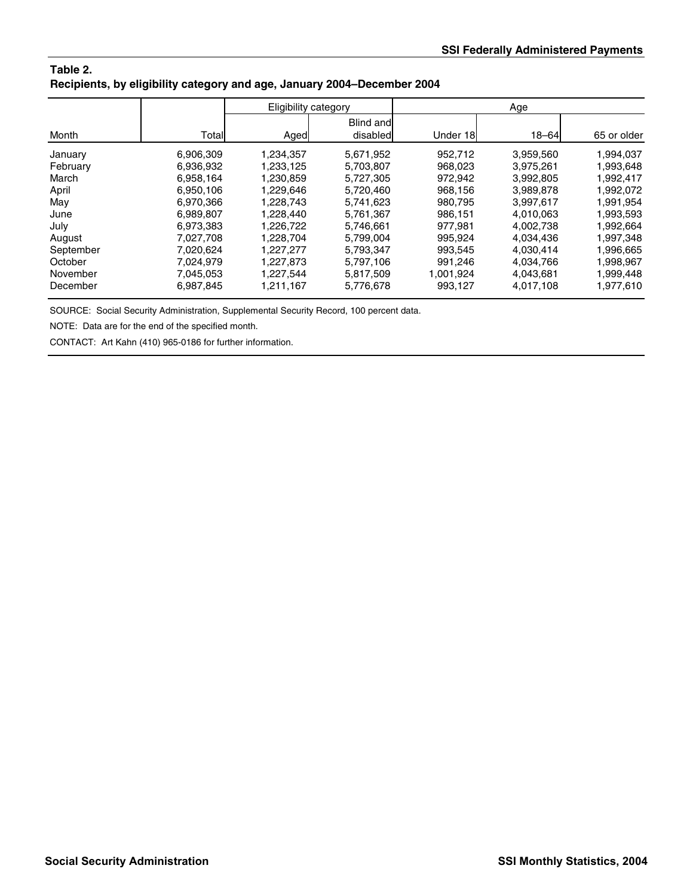**Table 2.**
**Recipients, by eligibility category and age, January 2004–December 2004**

| Month | Total | Eligibility category | | Age | | |
|---|---|---|---|---|---|---|
| | | Aged | Blind and disabled | Under 18 | 18–64 | 65 or older |
| January | 6,906,309 | 1,234,357 | 5,671,952 | 952,712 | 3,959,560 | 1,994,037 |
| February | 6,936,932 | 1,233,125 | 5,703,807 | 968,023 | 3,975,261 | 1,993,648 |
| March | 6,958,164 | 1,230,859 | 5,727,305 | 972,942 | 3,992,805 | 1,992,417 |
| April | 6,950,106 | 1,229,646 | 5,720,460 | 968,156 | 3,989,878 | 1,992,072 |
| May | 6,970,366 | 1,228,743 | 5,741,623 | 980,795 | 3,997,617 | 1,991,954 |
| June | 6,989,807 | 1,228,440 | 5,761,367 | 986,151 | 4,010,063 | 1,993,593 |
| July | 6,973,383 | 1,226,722 | 5,746,661 | 977,981 | 4,002,738 | 1,992,664 |
| August | 7,027,708 | 1,228,704 | 5,799,004 | 995,924 | 4,034,436 | 1,997,348 |
| September | 7,020,624 | 1,227,277 | 5,793,347 | 993,545 | 4,030,414 | 1,996,665 |
| October | 7,024,979 | 1,227,873 | 5,797,106 | 991,246 | 4,034,766 | 1,998,967 |
| November | 7,045,053 | 1,227,544 | 5,817,509 | 1,001,924 | 4,043,681 | 1,999,448 |
| December | 6,987,845 | 1,211,167 | 5,776,678 | 993,127 | 4,017,108 | 1,977,610 |

SOURCE: Social Security Administration, Supplemental Security Record, 100 percent data.

NOTE: Data are for the end of the specified month.

CONTACT: Art Kahn (410) 965-0186 for further information.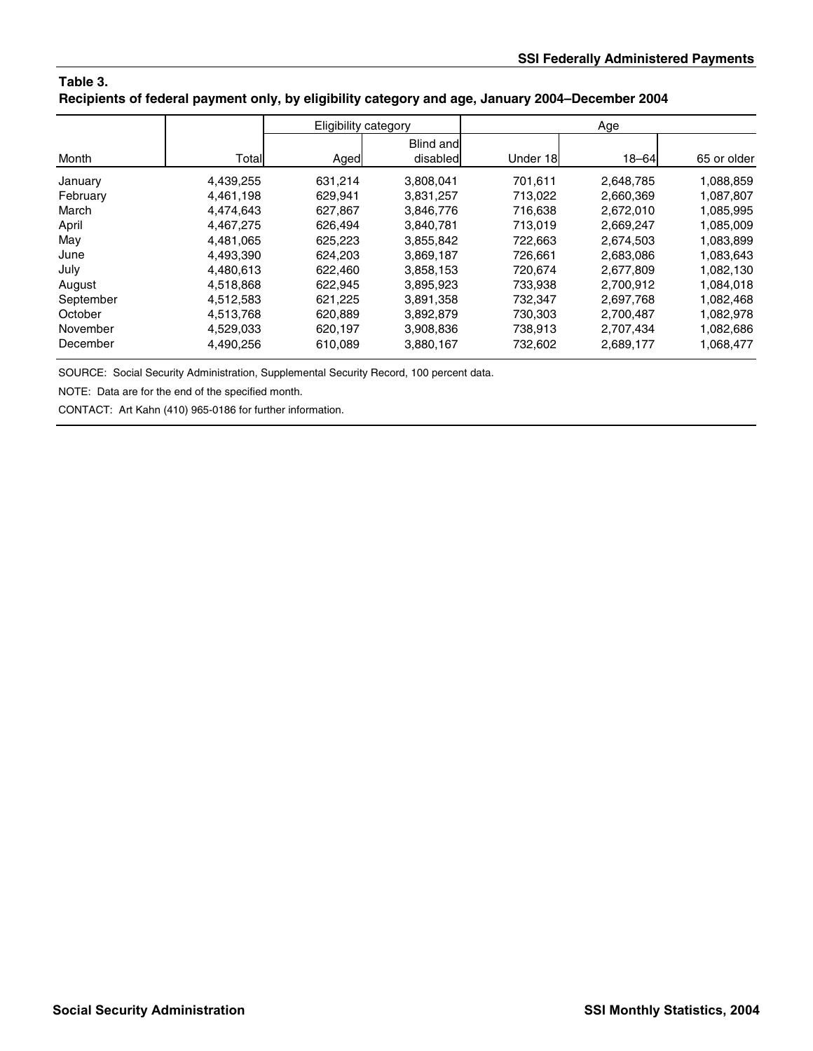**Table 3.**
**Recipients of federal payment only, by eligibility category and age, January 2004–December 2004**

| Month | Total | Eligibility category | | Age | | |
|---|---|---|---|---|---|---|
| | | Aged | Blind and disabled | Under 18 | 18–64 | 65 or older |
| January | 4,439,255 | 631,214 | 3,808,041 | 701,611 | 2,648,785 | 1,088,859 |
| February | 4,461,198 | 629,941 | 3,831,257 | 713,022 | 2,660,369 | 1,087,807 |
| March | 4,474,643 | 627,867 | 3,846,776 | 716,638 | 2,672,010 | 1,085,995 |
| April | 4,467,275 | 626,494 | 3,840,781 | 713,019 | 2,669,247 | 1,085,009 |
| May | 4,481,065 | 625,223 | 3,855,842 | 722,663 | 2,674,503 | 1,083,899 |
| June | 4,493,390 | 624,203 | 3,869,187 | 726,661 | 2,683,086 | 1,083,643 |
| July | 4,480,613 | 622,460 | 3,858,153 | 720,674 | 2,677,809 | 1,082,130 |
| August | 4,518,868 | 622,945 | 3,895,923 | 733,938 | 2,700,912 | 1,084,018 |
| September | 4,512,583 | 621,225 | 3,891,358 | 732,347 | 2,697,768 | 1,082,468 |
| October | 4,513,768 | 620,889 | 3,892,879 | 730,303 | 2,700,487 | 1,082,978 |
| November | 4,529,033 | 620,197 | 3,908,836 | 738,913 | 2,707,434 | 1,082,686 |
| December | 4,490,256 | 610,089 | 3,880,167 | 732,602 | 2,689,177 | 1,068,477 |

SOURCE: Social Security Administration, Supplemental Security Record, 100 percent data.

NOTE: Data are for the end of the specified month.

CONTACT: Art Kahn (410) 965-0186 for further information.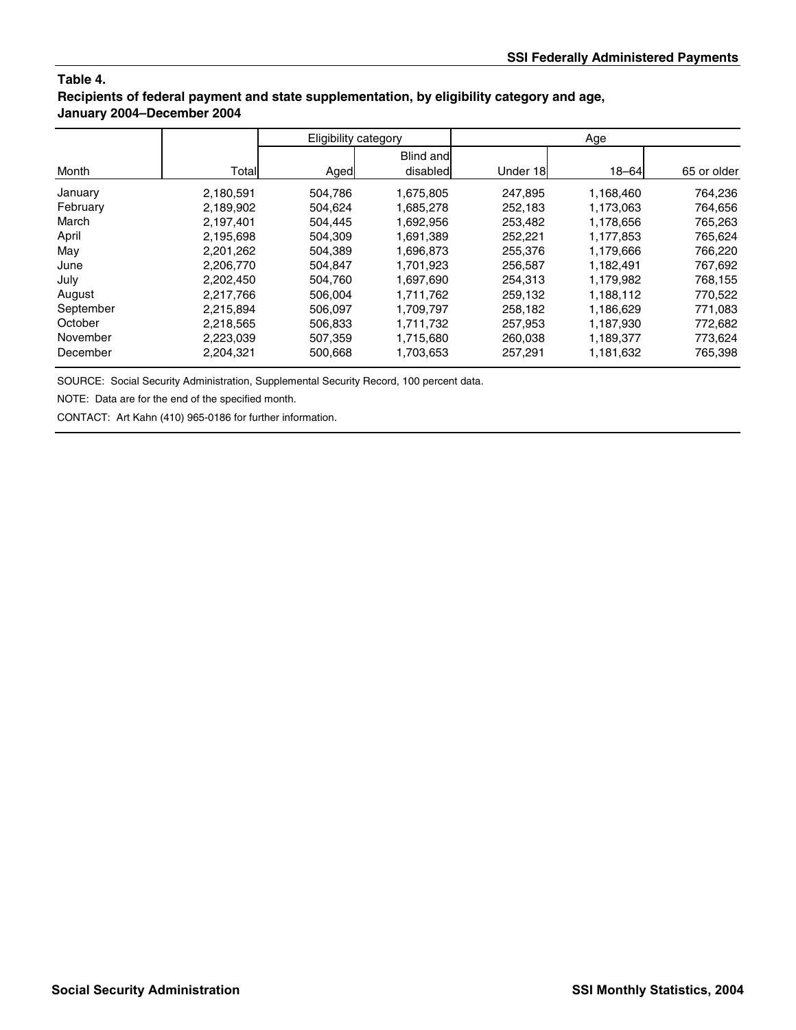**Table 4.**
**Recipients of federal payment and state supplementation, by eligibility category and age, January 2004–December 2004**

| Month | Total | Eligibility category | | Age | | |
|---|---|---|---|---|---|---|
| | | Aged | Blind and disabled | Under 18 | 18–64 | 65 or older |
| January | 2,180,591 | 504,786 | 1,675,805 | 247,895 | 1,168,460 | 764,236 |
| February | 2,189,902 | 504,624 | 1,685,278 | 252,183 | 1,173,063 | 764,656 |
| March | 2,197,401 | 504,445 | 1,692,956 | 253,482 | 1,178,656 | 765,263 |
| April | 2,195,698 | 504,309 | 1,691,389 | 252,221 | 1,177,853 | 765,624 |
| May | 2,201,262 | 504,389 | 1,696,873 | 255,376 | 1,179,666 | 766,220 |
| June | 2,206,770 | 504,847 | 1,701,923 | 256,587 | 1,182,491 | 767,692 |
| July | 2,202,450 | 504,760 | 1,697,690 | 254,313 | 1,179,982 | 768,155 |
| August | 2,217,766 | 506,004 | 1,711,762 | 259,132 | 1,188,112 | 770,522 |
| September | 2,215,894 | 506,097 | 1,709,797 | 258,182 | 1,186,629 | 771,083 |
| October | 2,218,565 | 506,833 | 1,711,732 | 257,953 | 1,187,930 | 772,682 |
| November | 2,223,039 | 507,359 | 1,715,680 | 260,038 | 1,189,377 | 773,624 |
| December | 2,204,321 | 500,668 | 1,703,653 | 257,291 | 1,181,632 | 765,398 |

SOURCE: Social Security Administration, Supplemental Security Record, 100 percent data.

NOTE: Data are for the end of the specified month.

CONTACT: Art Kahn (410) 965-0186 for further information.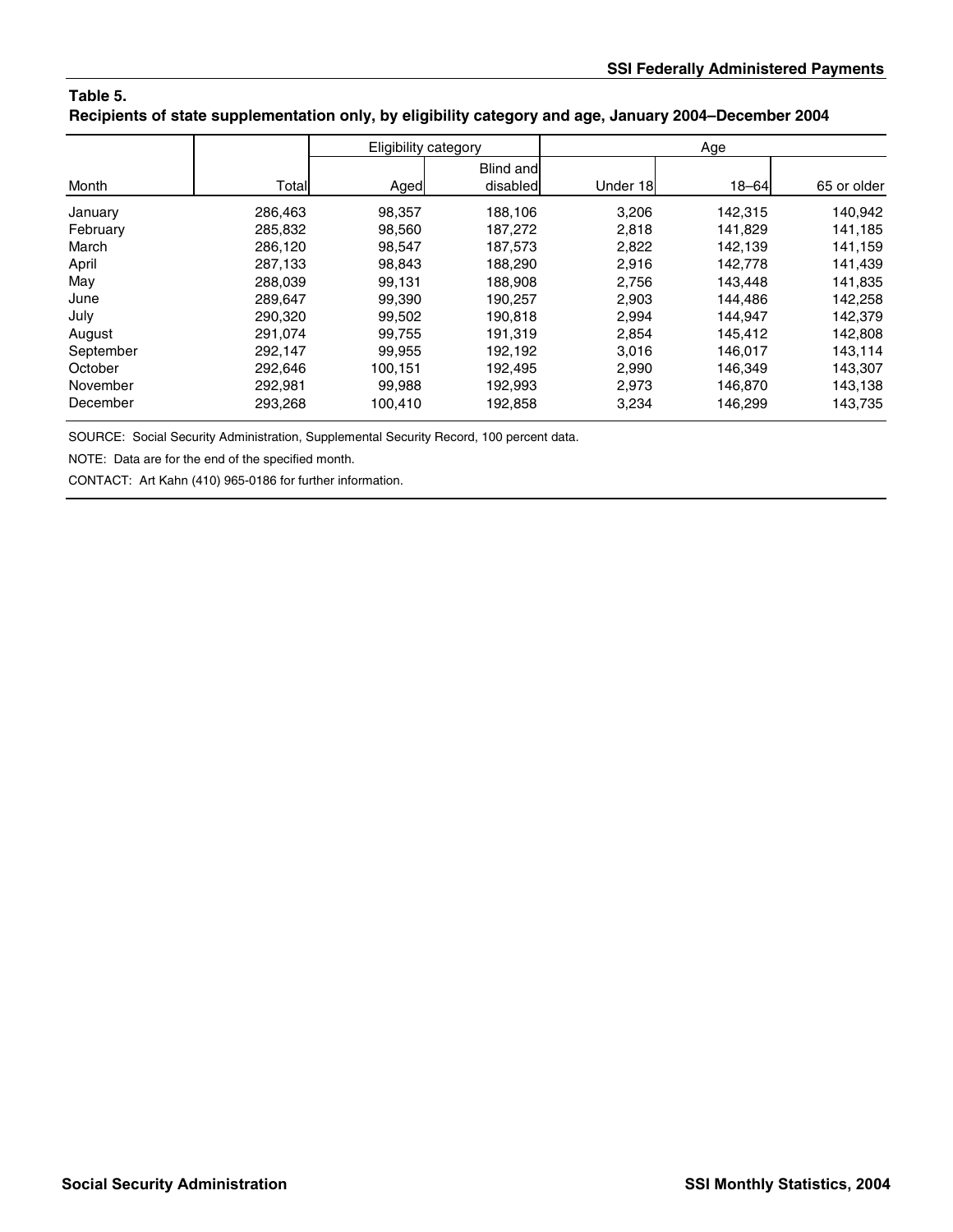**Table 5.**
**Recipients of state supplementation only, by eligibility category and age, January 2004–December 2004**

| | | Eligibility category | | Age | | |
|---|---|---|---|---|---|---|
| Month | Total | Aged | Blind and disabled | Under 18 | 18–64 | 65 or older |
| January | 286,463 | 98,357 | 188,106 | 3,206 | 142,315 | 140,942 |
| February | 285,832 | 98,560 | 187,272 | 2,818 | 141,829 | 141,185 |
| March | 286,120 | 98,547 | 187,573 | 2,822 | 142,139 | 141,159 |
| April | 287,133 | 98,843 | 188,290 | 2,916 | 142,778 | 141,439 |
| May | 288,039 | 99,131 | 188,908 | 2,756 | 143,448 | 141,835 |
| June | 289,647 | 99,390 | 190,257 | 2,903 | 144,486 | 142,258 |
| July | 290,320 | 99,502 | 190,818 | 2,994 | 144,947 | 142,379 |
| August | 291,074 | 99,755 | 191,319 | 2,854 | 145,412 | 142,808 |
| September | 292,147 | 99,955 | 192,192 | 3,016 | 146,017 | 143,114 |
| October | 292,646 | 100,151 | 192,495 | 2,990 | 146,349 | 143,307 |
| November | 292,981 | 99,988 | 192,993 | 2,973 | 146,870 | 143,138 |
| December | 293,268 | 100,410 | 192,858 | 3,234 | 146,299 | 143,735 |

SOURCE: Social Security Administration, Supplemental Security Record, 100 percent data.

NOTE: Data are for the end of the specified month.

CONTACT: Art Kahn (410) 965-0186 for further information.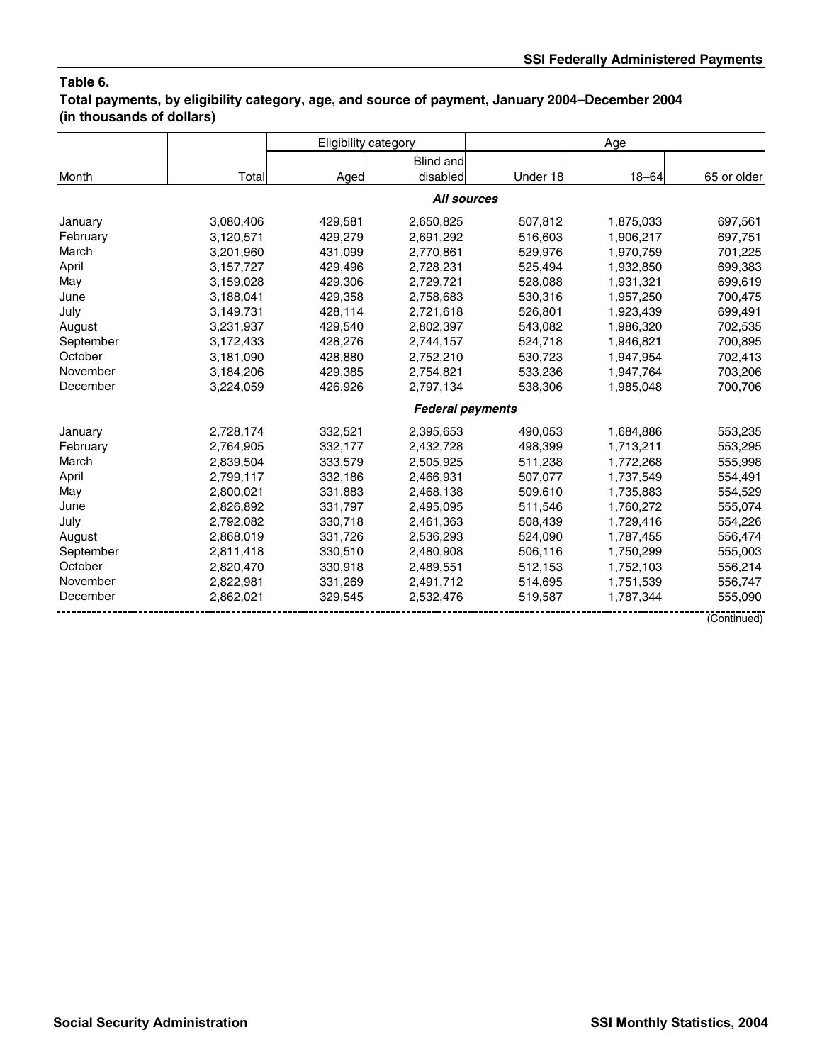## Table 6.
**Total payments, by eligibility category, age, and source of payment, January 2004–December 2004 (in thousands of dollars)**

| Month | Total | Eligibility category | | Age | | |
|---|---|---|---|---|---|---|
| | | Aged | Blind and disabled | Under 18 | 18–64 | 65 or older |
| ***All sources*** | | | | | | |
| January | 3,080,406 | 429,581 | 2,650,825 | 507,812 | 1,875,033 | 697,561 |
| February | 3,120,571 | 429,279 | 2,691,292 | 516,603 | 1,906,217 | 697,751 |
| March | 3,201,960 | 431,099 | 2,770,861 | 529,976 | 1,970,759 | 701,225 |
| April | 3,157,727 | 429,496 | 2,728,231 | 525,494 | 1,932,850 | 699,383 |
| May | 3,159,028 | 429,306 | 2,729,721 | 528,088 | 1,931,321 | 699,619 |
| June | 3,188,041 | 429,358 | 2,758,683 | 530,316 | 1,957,250 | 700,475 |
| July | 3,149,731 | 428,114 | 2,721,618 | 526,801 | 1,923,439 | 699,491 |
| August | 3,231,937 | 429,540 | 2,802,397 | 543,082 | 1,986,320 | 702,535 |
| September | 3,172,433 | 428,276 | 2,744,157 | 524,718 | 1,946,821 | 700,895 |
| October | 3,181,090 | 428,880 | 2,752,210 | 530,723 | 1,947,954 | 702,413 |
| November | 3,184,206 | 429,385 | 2,754,821 | 533,236 | 1,947,764 | 703,206 |
| December | 3,224,059 | 426,926 | 2,797,134 | 538,306 | 1,985,048 | 700,706 |
| ***Federal payments*** | | | | | | |
| January | 2,728,174 | 332,521 | 2,395,653 | 490,053 | 1,684,886 | 553,235 |
| February | 2,764,905 | 332,177 | 2,432,728 | 498,399 | 1,713,211 | 553,295 |
| March | 2,839,504 | 333,579 | 2,505,925 | 511,238 | 1,772,268 | 555,998 |
| April | 2,799,117 | 332,186 | 2,466,931 | 507,077 | 1,737,549 | 554,491 |
| May | 2,800,021 | 331,883 | 2,468,138 | 509,610 | 1,735,883 | 554,529 |
| June | 2,826,892 | 331,797 | 2,495,095 | 511,546 | 1,760,272 | 555,074 |
| July | 2,792,082 | 330,718 | 2,461,363 | 508,439 | 1,729,416 | 554,226 |
| August | 2,868,019 | 331,726 | 2,536,293 | 524,090 | 1,787,455 | 556,474 |
| September | 2,811,418 | 330,510 | 2,480,908 | 506,116 | 1,750,299 | 555,003 |
| October | 2,820,470 | 330,918 | 2,489,551 | 512,153 | 1,752,103 | 556,214 |
| November | 2,822,981 | 331,269 | 2,491,712 | 514,695 | 1,751,539 | 556,747 |
| December | 2,862,021 | 329,545 | 2,532,476 | 519,587 | 1,787,344 | 555,090 |

(Continued)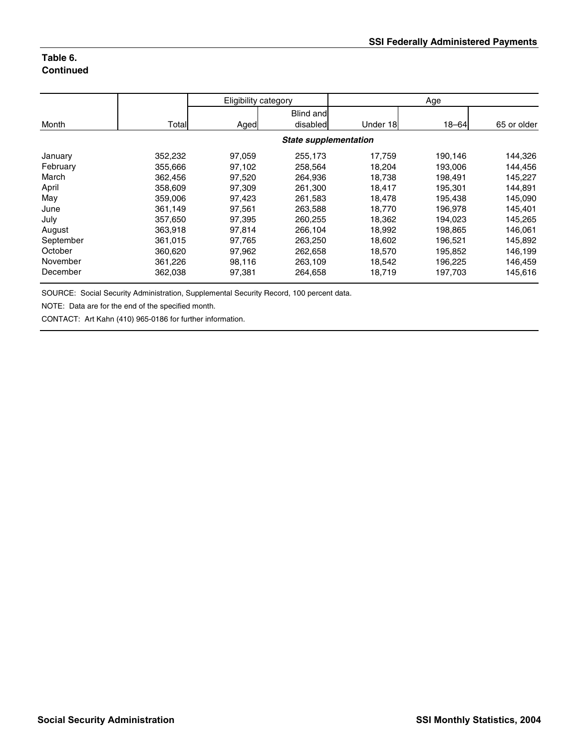**Table 6.**
**Continued**

| Month | Total | Eligibility category | | Age | | |
|---|---|---|---|---|---|---|
| | | Aged | Blind and disabled | Under 18 | 18–64 | 65 or older |
| | | | ***State supplementation*** | | | |
| January | 352,232 | 97,059 | 255,173 | 17,759 | 190,146 | 144,326 |
| February | 355,666 | 97,102 | 258,564 | 18,204 | 193,006 | 144,456 |
| March | 362,456 | 97,520 | 264,936 | 18,738 | 198,491 | 145,227 |
| April | 358,609 | 97,309 | 261,300 | 18,417 | 195,301 | 144,891 |
| May | 359,006 | 97,423 | 261,583 | 18,478 | 195,438 | 145,090 |
| June | 361,149 | 97,561 | 263,588 | 18,770 | 196,978 | 145,401 |
| July | 357,650 | 97,395 | 260,255 | 18,362 | 194,023 | 145,265 |
| August | 363,918 | 97,814 | 266,104 | 18,992 | 198,865 | 146,061 |
| September | 361,015 | 97,765 | 263,250 | 18,602 | 196,521 | 145,892 |
| October | 360,620 | 97,962 | 262,658 | 18,570 | 195,852 | 146,199 |
| November | 361,226 | 98,116 | 263,109 | 18,542 | 196,225 | 146,459 |
| December | 362,038 | 97,381 | 264,658 | 18,719 | 197,703 | 145,616 |

SOURCE: Social Security Administration, Supplemental Security Record, 100 percent data.

NOTE: Data are for the end of the specified month.

CONTACT: Art Kahn (410) 965-0186 for further information.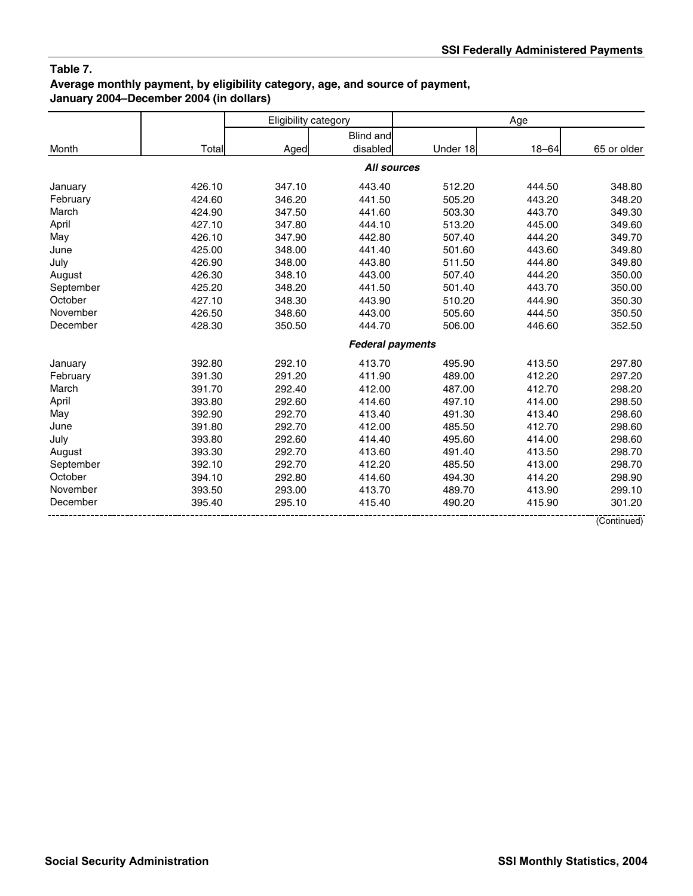**Table 7.**
**Average monthly payment, by eligibility category, age, and source of payment, January 2004–December 2004 (in dollars)**

| Month | Total | Eligibility category | | Age | | |
|---|---|---|---|---|---|---|
| | | Aged | Blind and disabled | Under 18 | 18–64 | 65 or older |
| | | | ***All sources*** | | | |
| January | 426.10 | 347.10 | 443.40 | 512.20 | 444.50 | 348.80 |
| February | 424.60 | 346.20 | 441.50 | 505.20 | 443.20 | 348.20 |
| March | 424.90 | 347.50 | 441.60 | 503.30 | 443.70 | 349.30 |
| April | 427.10 | 347.80 | 444.10 | 513.20 | 445.00 | 349.60 |
| May | 426.10 | 347.90 | 442.80 | 507.40 | 444.20 | 349.70 |
| June | 425.00 | 348.00 | 441.40 | 501.60 | 443.60 | 349.80 |
| July | 426.90 | 348.00 | 443.80 | 511.50 | 444.80 | 349.80 |
| August | 426.30 | 348.10 | 443.00 | 507.40 | 444.20 | 350.00 |
| September | 425.20 | 348.20 | 441.50 | 501.40 | 443.70 | 350.00 |
| October | 427.10 | 348.30 | 443.90 | 510.20 | 444.90 | 350.30 |
| November | 426.50 | 348.60 | 443.00 | 505.60 | 444.50 | 350.50 |
| December | 428.30 | 350.50 | 444.70 | 506.00 | 446.60 | 352.50 |
| | | | ***Federal payments*** | | | |
| January | 392.80 | 292.10 | 413.70 | 495.90 | 413.50 | 297.80 |
| February | 391.30 | 291.20 | 411.90 | 489.00 | 412.20 | 297.20 |
| March | 391.70 | 292.40 | 412.00 | 487.00 | 412.70 | 298.20 |
| April | 393.80 | 292.60 | 414.60 | 497.10 | 414.00 | 298.50 |
| May | 392.90 | 292.70 | 413.40 | 491.30 | 413.40 | 298.60 |
| June | 391.80 | 292.70 | 412.00 | 485.50 | 412.70 | 298.60 |
| July | 393.80 | 292.60 | 414.40 | 495.60 | 414.00 | 298.60 |
| August | 393.30 | 292.70 | 413.60 | 491.40 | 413.50 | 298.70 |
| September | 392.10 | 292.70 | 412.20 | 485.50 | 413.00 | 298.70 |
| October | 394.10 | 292.80 | 414.60 | 494.30 | 414.20 | 298.90 |
| November | 393.50 | 293.00 | 413.70 | 489.70 | 413.90 | 299.10 |
| December | 395.40 | 295.10 | 415.40 | 490.20 | 415.90 | 301.20 |

(Continued)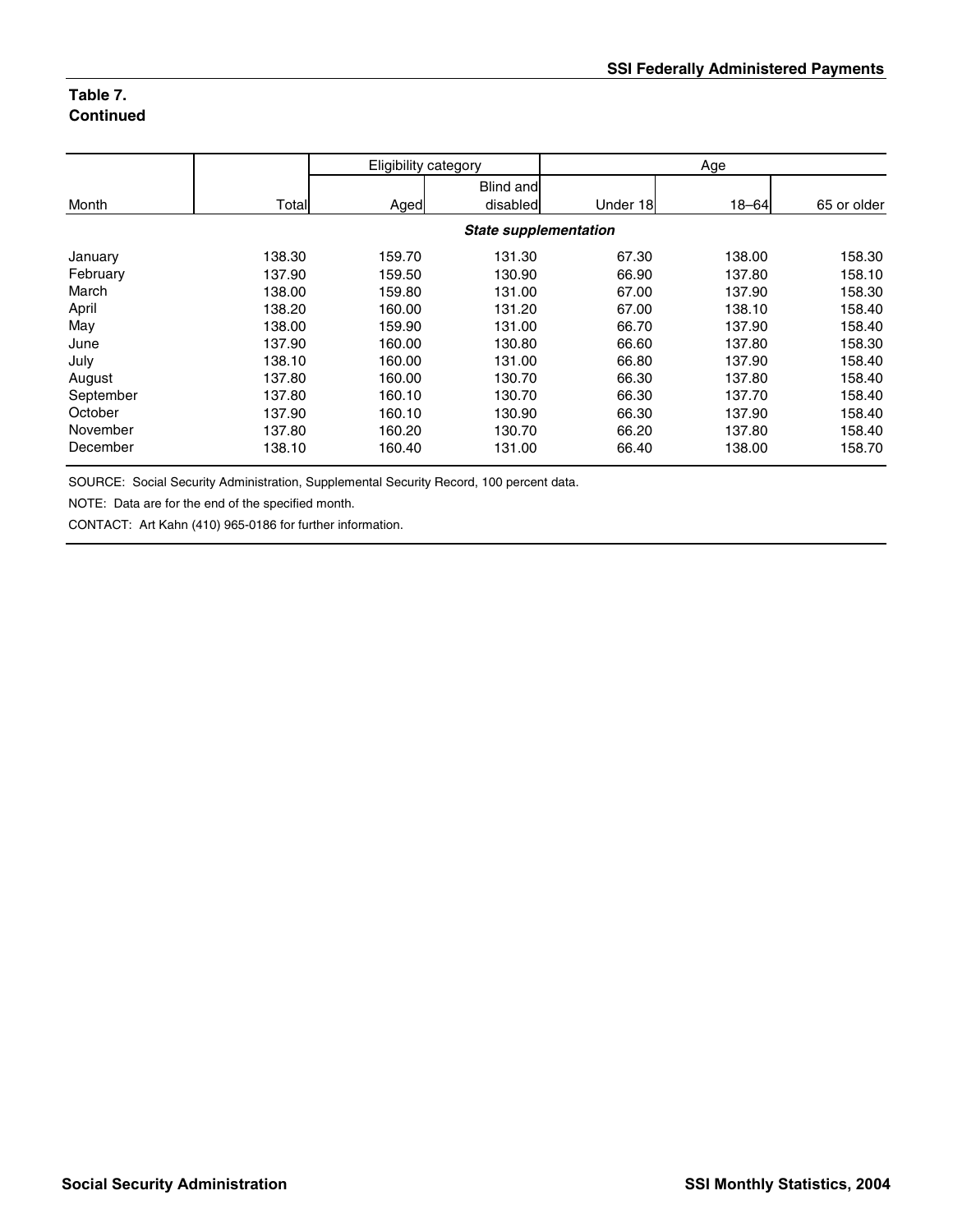**Table 7.**
**Continued**

| Month | Total | Eligibility category | | Age | | |
|---|---|---|---|---|---|---|
| | | Aged | Blind and disabled | Under 18 | 18–64 | 65 or older |
| | | | ***State supplementation*** | | | |
| January | 138.30 | 159.70 | 131.30 | 67.30 | 138.00 | 158.30 |
| February | 137.90 | 159.50 | 130.90 | 66.90 | 137.80 | 158.10 |
| March | 138.00 | 159.80 | 131.00 | 67.00 | 137.90 | 158.30 |
| April | 138.20 | 160.00 | 131.20 | 67.00 | 138.10 | 158.40 |
| May | 138.00 | 159.90 | 131.00 | 66.70 | 137.90 | 158.40 |
| June | 137.90 | 160.00 | 130.80 | 66.60 | 137.80 | 158.30 |
| July | 138.10 | 160.00 | 131.00 | 66.80 | 137.90 | 158.40 |
| August | 137.80 | 160.00 | 130.70 | 66.30 | 137.80 | 158.40 |
| September | 137.80 | 160.10 | 130.70 | 66.30 | 137.70 | 158.40 |
| October | 137.90 | 160.10 | 130.90 | 66.30 | 137.90 | 158.40 |
| November | 137.80 | 160.20 | 130.70 | 66.20 | 137.80 | 158.40 |
| December | 138.10 | 160.40 | 131.00 | 66.40 | 138.00 | 158.70 |

SOURCE: Social Security Administration, Supplemental Security Record, 100 percent data.

NOTE: Data are for the end of the specified month.

CONTACT: Art Kahn (410) 965-0186 for further information.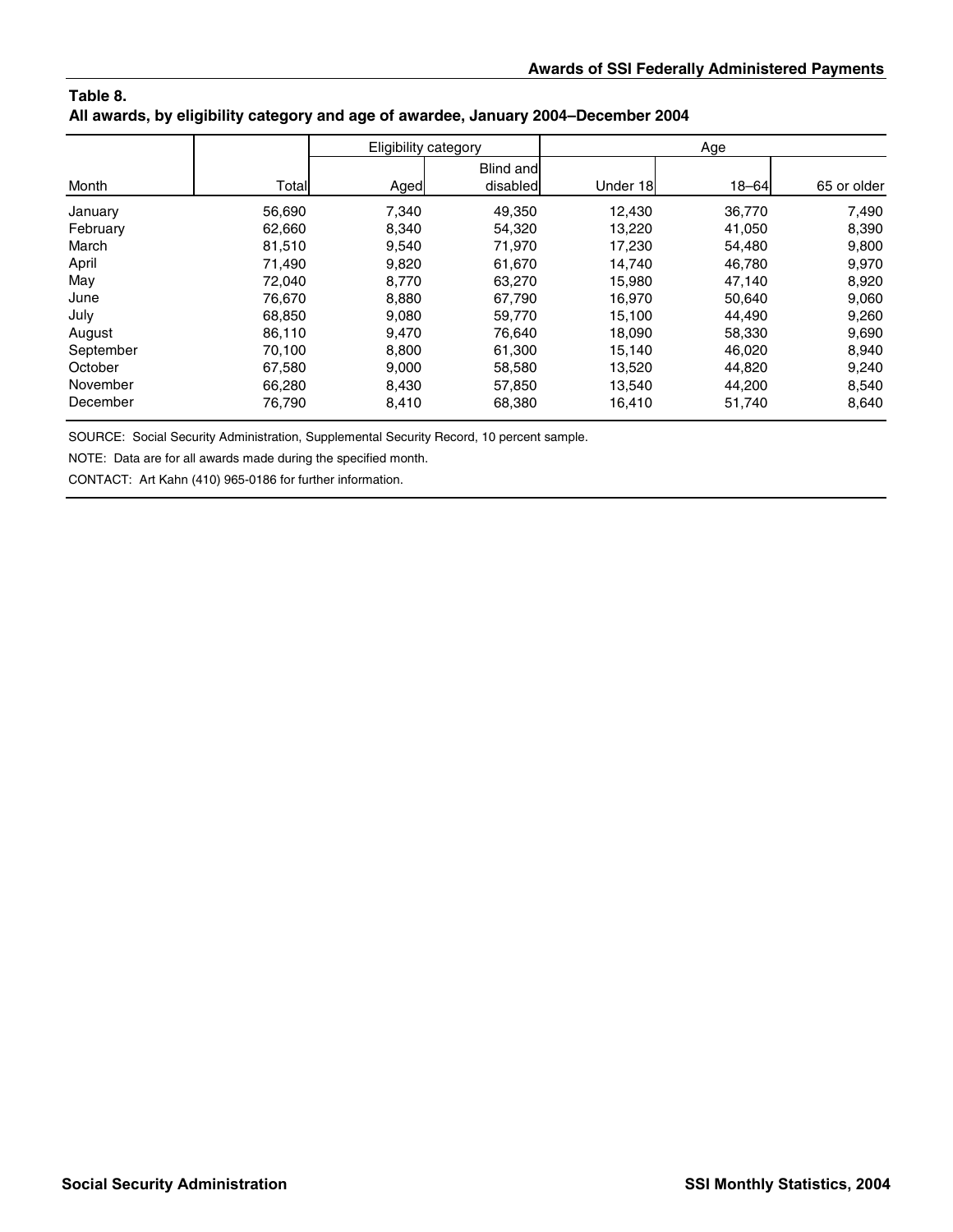**Table 8.**
**All awards, by eligibility category and age of awardee, January 2004–December 2004**

| Month | Total | Eligibility category | | Age | | |
|---|---|---|---|---|---|---|
| | | Aged | Blind and disabled | Under 18 | 18–64 | 65 or older |
| January | 56,690 | 7,340 | 49,350 | 12,430 | 36,770 | 7,490 |
| February | 62,660 | 8,340 | 54,320 | 13,220 | 41,050 | 8,390 |
| March | 81,510 | 9,540 | 71,970 | 17,230 | 54,480 | 9,800 |
| April | 71,490 | 9,820 | 61,670 | 14,740 | 46,780 | 9,970 |
| May | 72,040 | 8,770 | 63,270 | 15,980 | 47,140 | 8,920 |
| June | 76,670 | 8,880 | 67,790 | 16,970 | 50,640 | 9,060 |
| July | 68,850 | 9,080 | 59,770 | 15,100 | 44,490 | 9,260 |
| August | 86,110 | 9,470 | 76,640 | 18,090 | 58,330 | 9,690 |
| September | 70,100 | 8,800 | 61,300 | 15,140 | 46,020 | 8,940 |
| October | 67,580 | 9,000 | 58,580 | 13,520 | 44,820 | 9,240 |
| November | 66,280 | 8,430 | 57,850 | 13,540 | 44,200 | 8,540 |
| December | 76,790 | 8,410 | 68,380 | 16,410 | 51,740 | 8,640 |

SOURCE: Social Security Administration, Supplemental Security Record, 10 percent sample.

NOTE: Data are for all awards made during the specified month.

CONTACT: Art Kahn (410) 965-0186 for further information.